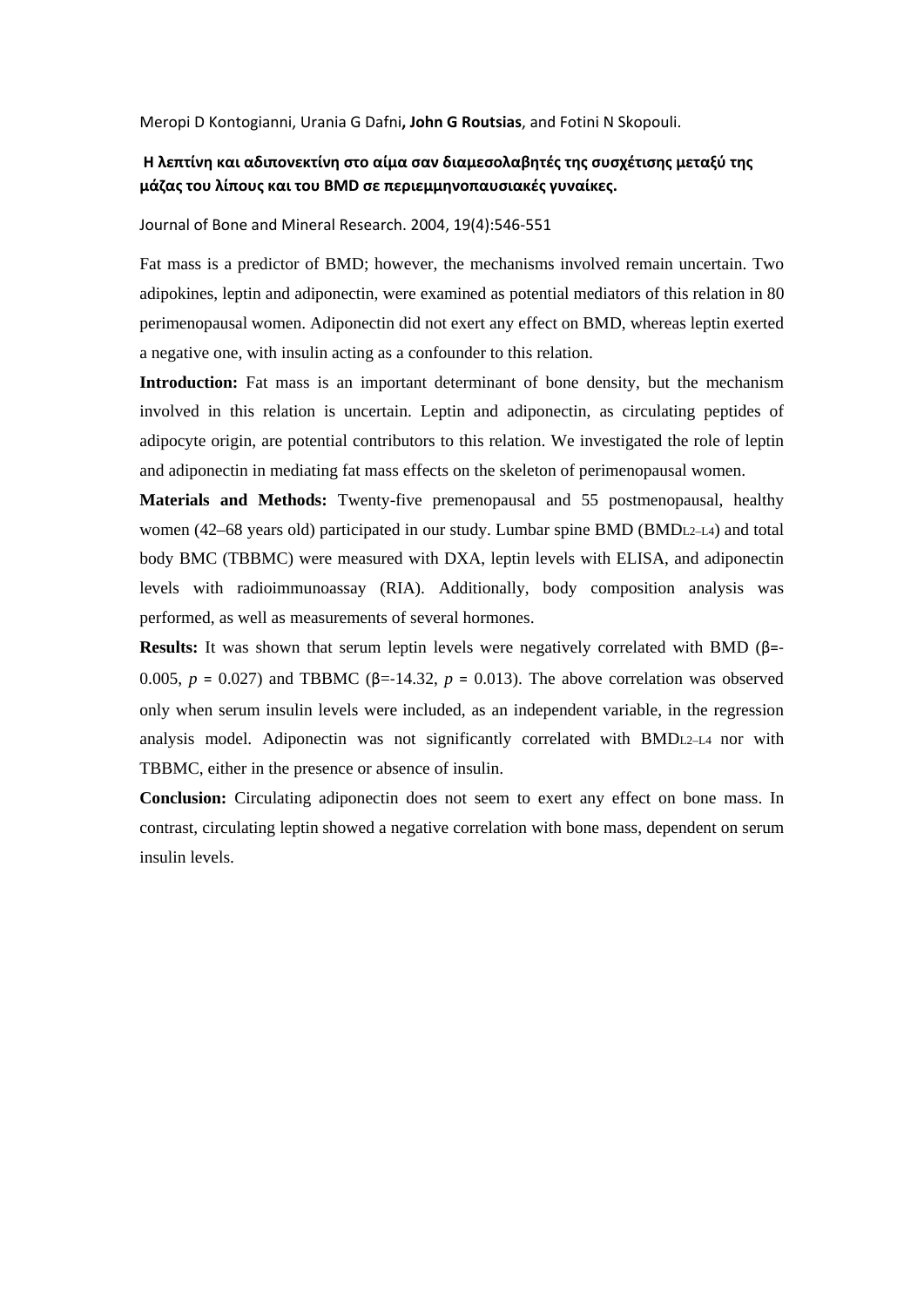Meropi D Kontogianni, Urania G Dafni**, John G Routsias**, and Fotini N Skopouli.

**Η λεπτίνη και αδιπονεκτίνη στο αίμα σαν διαμεσολαβητές της συσχέτισης μεταξύ της μάζας του λίπους και του BMD σε περιεμμηνοπαυσιακές γυναίκες.**

Journal of Bone and Mineral Research. 2004, 19(4):546-551

Fat mass is a predictor of BMD; however, the mechanisms involved remain uncertain. Two adipokines, leptin and adiponectin, were examined as potential mediators of this relation in 80 perimenopausal women. Adiponectin did not exert any effect on BMD, whereas leptin exerted a negative one, with insulin acting as a confounder to this relation.

**Introduction:** Fat mass is an important determinant of bone density, but the mechanism involved in this relation is uncertain. Leptin and adiponectin, as circulating peptides of adipocyte origin, are potential contributors to this relation. We investigated the role of leptin and adiponectin in mediating fat mass effects on the skeleton of perimenopausal women.

**Materials and Methods:** Twenty-five premenopausal and 55 postmenopausal, healthy women (42–68 years old) participated in our study. Lumbar spine BMD ($BMD_{L2–L4}$) and total body BMC (TBBMC) were measured with DXA, leptin levels with ELISA, and adiponectin levels with radioimmunoassay (RIA). Additionally, body composition analysis was performed, as well as measurements of several hormones.

**Results:** It was shown that serum leptin levels were negatively correlated with BMD ($\beta=-0.005$, $p = 0.027$) and TBBMC ($\beta=-14.32$, $p = 0.013$). The above correlation was observed only when serum insulin levels were included, as an independent variable, in the regression analysis model. Adiponectin was not significantly correlated with $BMD_{L2–L4}$ nor with TBBMC, either in the presence or absence of insulin.

**Conclusion:** Circulating adiponectin does not seem to exert any effect on bone mass. In contrast, circulating leptin showed a negative correlation with bone mass, dependent on serum insulin levels.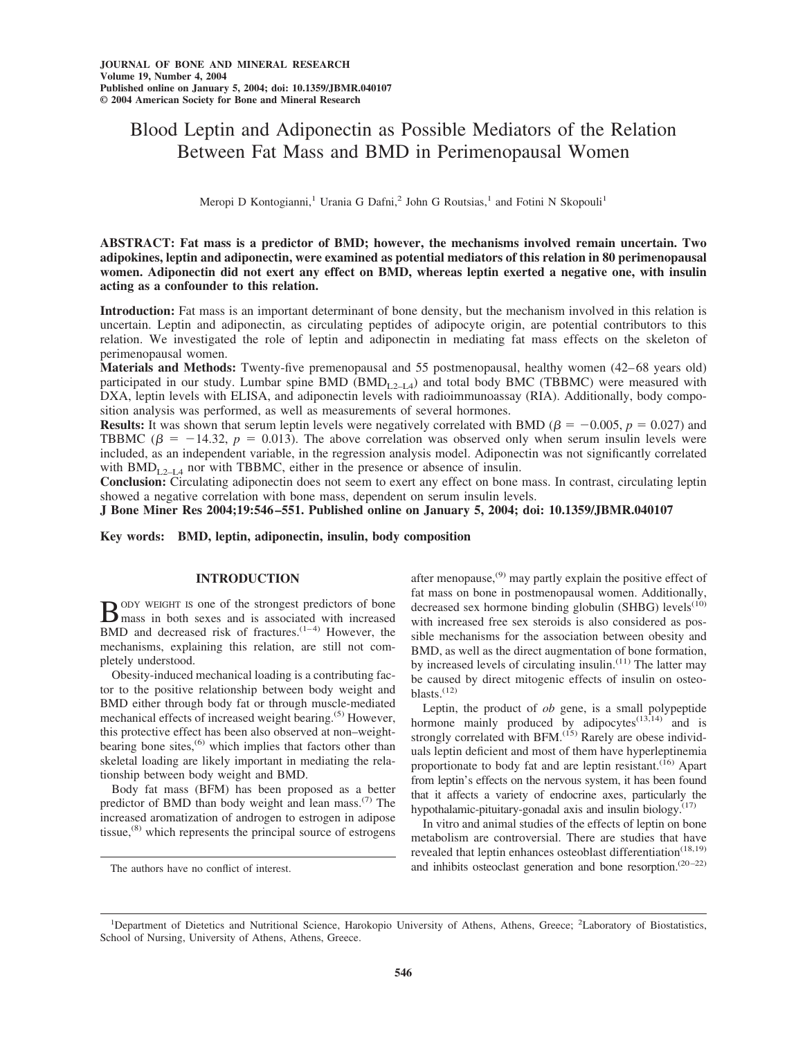Blood Leptin and Adiponectin as Possible Mediators of the Relation Between Fat Mass and BMD in Perimenopausal Women

Meropi D Kontogianni,[1] Urania G Dafni,[2] John G Routsias,[1] and Fotini N Skopouli[1]

**ABSTRACT: Fat mass is a predictor of BMD; however, the mechanisms involved remain uncertain. Two adipokines, leptin and adiponectin, were examined as potential mediators of this relation in 80 perimenopausal women. Adiponectin did not exert any effect on BMD, whereas leptin exerted a negative one, with insulin acting as a confounder to this relation.**

**Introduction:** Fat mass is an important determinant of bone density, but the mechanism involved in this relation is uncertain. Leptin and adiponectin, as circulating peptides of adipocyte origin, are potential contributors to this relation. We investigated the role of leptin and adiponectin in mediating fat mass effects on the skeleton of perimenopausal women.

**Materials and Methods:** Twenty-five premenopausal and 55 postmenopausal, healthy women (42–68 years old) participated in our study. Lumbar spine BMD ($BMD_{L2-L4}$) and total body BMC (TBBMC) were measured with DXA, leptin levels with ELISA, and adiponectin levels with radioimmunoassay (RIA). Additionally, body composition analysis was performed, as well as measurements of several hormones.

**Results:** It was shown that serum leptin levels were negatively correlated with BMD ($\beta = -0.005$, $p = 0.027$) and TBBMC ($\beta = -14.32$, $p = 0.013$). The above correlation was observed only when serum insulin levels were included, as an independent variable, in the regression analysis model. Adiponectin was not significantly correlated with $BMD_{L2-L4}$ nor with TBBMC, either in the presence or absence of insulin.

**Conclusion:** Circulating adiponectin does not seem to exert any effect on bone mass. In contrast, circulating leptin showed a negative correlation with bone mass, dependent on serum insulin levels.

**J Bone Miner Res 2004;19:546–551. Published online on January 5, 2004; doi: 10.1359/JBMR.040107**

**Key words: BMD, leptin, adiponectin, insulin, body composition**

## INTRODUCTION

Body weight is one of the strongest predictors of bone mass in both sexes and is associated with increased BMD and decreased risk of fractures.[1–4] However, the mechanisms, explaining this relation, are still not completely understood.

Obesity-induced mechanical loading is a contributing factor to the positive relationship between body weight and BMD either through body fat or through muscle-mediated mechanical effects of increased weight bearing.[5] However, this protective effect has been also observed at non–weight-bearing bone sites,[6] which implies that factors other than skeletal loading are likely important in mediating the relationship between body weight and BMD.

Body fat mass (BFM) has been proposed as a better predictor of BMD than body weight and lean mass.[7] The increased aromatization of androgen to estrogen in adipose tissue,[8] which represents the principal source of estrogens after menopause,[9] may partly explain the positive effect of fat mass on bone in postmenopausal women. Additionally, decreased sex hormone binding globulin (SHBG) levels[10] with increased free sex steroids is also considered as possible mechanisms for the association between obesity and BMD, as well as the direct augmentation of bone formation, by increased levels of circulating insulin.[11] The latter may be caused by direct mitogenic effects of insulin on osteoblasts.[12]

Leptin, the product of *ob* gene, is a small polypeptide hormone mainly produced by adipocytes[13,14] and is strongly correlated with BFM.[15] Rarely are obese individuals leptin deficient and most of them have hyperleptinemia proportionate to body fat and are leptin resistant.[16] Apart from leptin's effects on the nervous system, it has been found that it affects a variety of endocrine axes, particularly the hypothalamic-pituitary-gonadal axis and insulin biology.[17]

In vitro and animal studies of the effects of leptin on bone metabolism are controversial. There are studies that have revealed that leptin enhances osteoblast differentiation[18,19] and inhibits osteoclast generation and bone resorption.[20–22]

The authors have no conflict of interest.

[1]Department of Dietetics and Nutritional Science, Harokopio University of Athens, Athens, Greece; [2]Laboratory of Biostatistics, School of Nursing, University of Athens, Athens, Greece.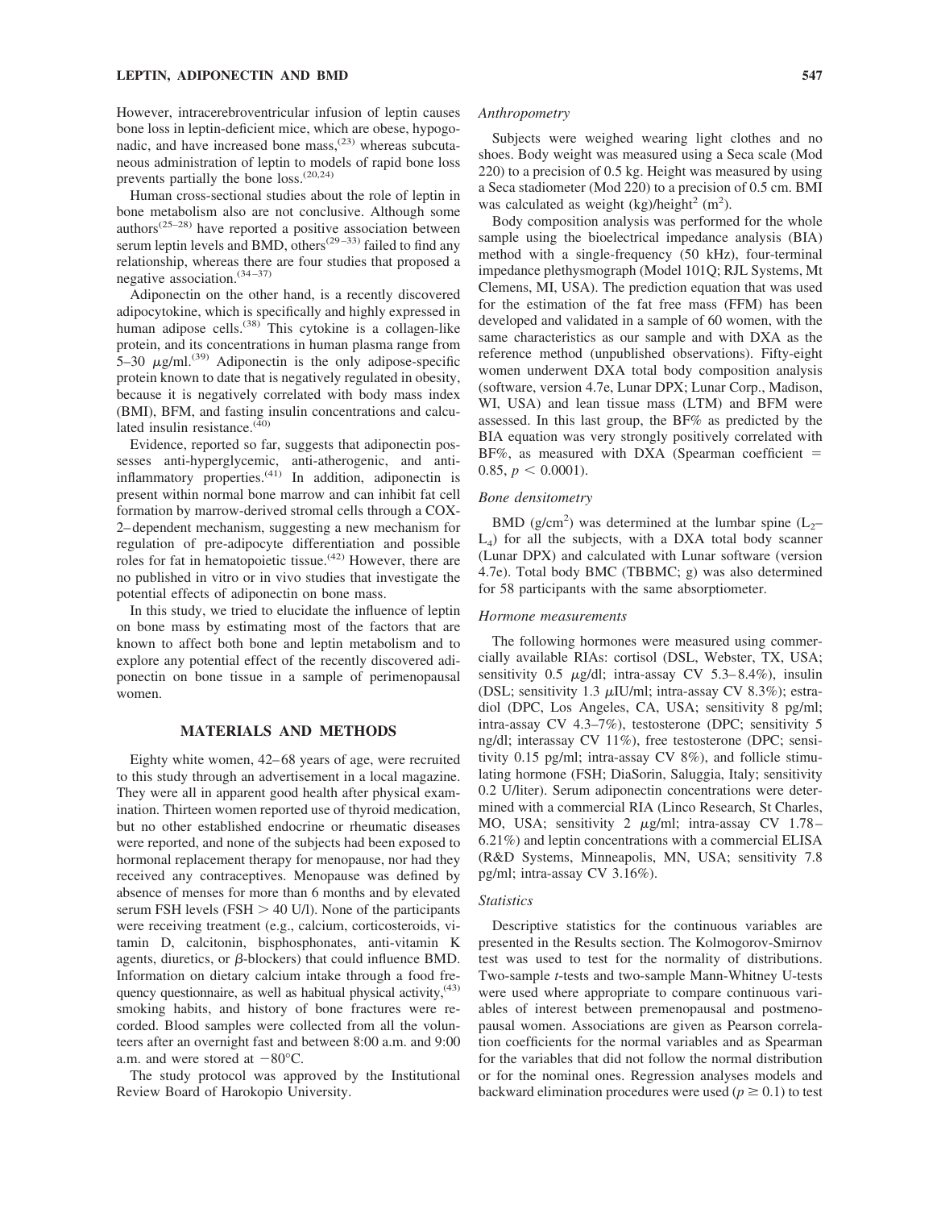However, intracerebroventricular infusion of leptin causes bone loss in leptin-deficient mice, which are obese, hypogonadic, and have increased bone mass,[23] whereas subcutaneous administration of leptin to models of rapid bone loss prevents partially the bone loss.[20,24]

Human cross-sectional studies about the role of leptin in bone metabolism also are not conclusive. Although some authors[25–28] have reported a positive association between serum leptin levels and BMD, others[29–33] failed to find any relationship, whereas there are four studies that proposed a negative association.[34–37]

Adiponectin on the other hand, is a recently discovered adipocytokine, which is specifically and highly expressed in human adipose cells.[38] This cytokine is a collagen-like protein, and its concentrations in human plasma range from 5–30 μg/ml.[39] Adiponectin is the only adipose-specific protein known to date that is negatively regulated in obesity, because it is negatively correlated with body mass index (BMI), BFM, and fasting insulin concentrations and calculated insulin resistance.[40]

Evidence, reported so far, suggests that adiponectin possesses anti-hyperglycemic, anti-atherogenic, and anti-inflammatory properties.[41] In addition, adiponectin is present within normal bone marrow and can inhibit fat cell formation by marrow-derived stromal cells through a COX-2–dependent mechanism, suggesting a new mechanism for regulation of pre-adipocyte differentiation and possible roles for fat in hematopoietic tissue.[42] However, there are no published in vitro or in vivo studies that investigate the potential effects of adiponectin on bone mass.

In this study, we tried to elucidate the influence of leptin on bone mass by estimating most of the factors that are known to affect both bone and leptin metabolism and to explore any potential effect of the recently discovered adiponectin on bone tissue in a sample of perimenopausal women.

## MATERIALS AND METHODS

Eighty white women, 42–68 years of age, were recruited to this study through an advertisement in a local magazine. They were all in apparent good health after physical examination. Thirteen women reported use of thyroid medication, but no other established endocrine or rheumatic diseases were reported, and none of the subjects had been exposed to hormonal replacement therapy for menopause, nor had they received any contraceptives. Menopause was defined by absence of menses for more than 6 months and by elevated serum FSH levels (FSH > 40 U/l). None of the participants were receiving treatment (e.g., calcium, corticosteroids, vitamin D, calcitonin, bisphosphonates, anti-vitamin K agents, diuretics, or β-blockers) that could influence BMD. Information on dietary calcium intake through a food frequency questionnaire, as well as habitual physical activity,[43] smoking habits, and history of bone fractures were recorded. Blood samples were collected from all the volunteers after an overnight fast and between 8:00 a.m. and 9:00 a.m. and were stored at −80°C.

The study protocol was approved by the Institutional Review Board of Harokopio University.

### *Anthropometry*

Subjects were weighed wearing light clothes and no shoes. Body weight was measured using a Seca scale (Mod 220) to a precision of 0.5 kg. Height was measured by using a Seca stadiometer (Mod 220) to a precision of 0.5 cm. BMI was calculated as weight (kg)/height$^2$ (m$^2$).

Body composition analysis was performed for the whole sample using the bioelectrical impedance analysis (BIA) method with a single-frequency (50 kHz), four-terminal impedance plethysmograph (Model 101Q; RJL Systems, Mt Clemens, MI, USA). The prediction equation that was used for the estimation of the fat free mass (FFM) has been developed and validated in a sample of 60 women, with the same characteristics as our sample and with DXA as the reference method (unpublished observations). Fifty-eight women underwent DXA total body composition analysis (software, version 4.7e, Lunar DPX; Lunar Corp., Madison, WI, USA) and lean tissue mass (LTM) and BFM were assessed. In this last group, the BF% as predicted by the BIA equation was very strongly positively correlated with BF%, as measured with DXA (Spearman coefficient = 0.85, $p < 0.0001$).

### *Bone densitometry*

BMD (g/cm$^2$) was determined at the lumbar spine ($L_2$–$L_4$) for all the subjects, with a DXA total body scanner (Lunar DPX) and calculated with Lunar software (version 4.7e). Total body BMC (TBBMC; g) was also determined for 58 participants with the same absorptiometer.

### *Hormone measurements*

The following hormones were measured using commercially available RIAs: cortisol (DSL, Webster, TX, USA; sensitivity 0.5 μg/dl; intra-assay CV 5.3–8.4%), insulin (DSL; sensitivity 1.3 μIU/ml; intra-assay CV 8.3%); estradiol (DPC, Los Angeles, CA, USA; sensitivity 8 pg/ml; intra-assay CV 4.3–7%), testosterone (DPC; sensitivity 5 ng/dl; interassay CV 11%), free testosterone (DPC; sensitivity 0.15 pg/ml; intra-assay CV 8%), and follicle stimulating hormone (FSH; DiaSorin, Saluggia, Italy; sensitivity 0.2 U/liter). Serum adiponectin concentrations were determined with a commercial RIA (Linco Research, St Charles, MO, USA; sensitivity 2 μg/ml; intra-assay CV 1.78–6.21%) and leptin concentrations with a commercial ELISA (R&D Systems, Minneapolis, MN, USA; sensitivity 7.8 pg/ml; intra-assay CV 3.16%).

### *Statistics*

Descriptive statistics for the continuous variables are presented in the Results section. The Kolmogorov-Smirnov test was used to test for the normality of distributions. Two-sample *t*-tests and two-sample Mann-Whitney U-tests were used where appropriate to compare continuous variables of interest between premenopausal and postmenopausal women. Associations are given as Pearson correlation coefficients for the normal variables and as Spearman for the variables that did not follow the normal distribution or for the nominal ones. Regression analyses models and backward elimination procedures were used ($p \geq 0.1$) to test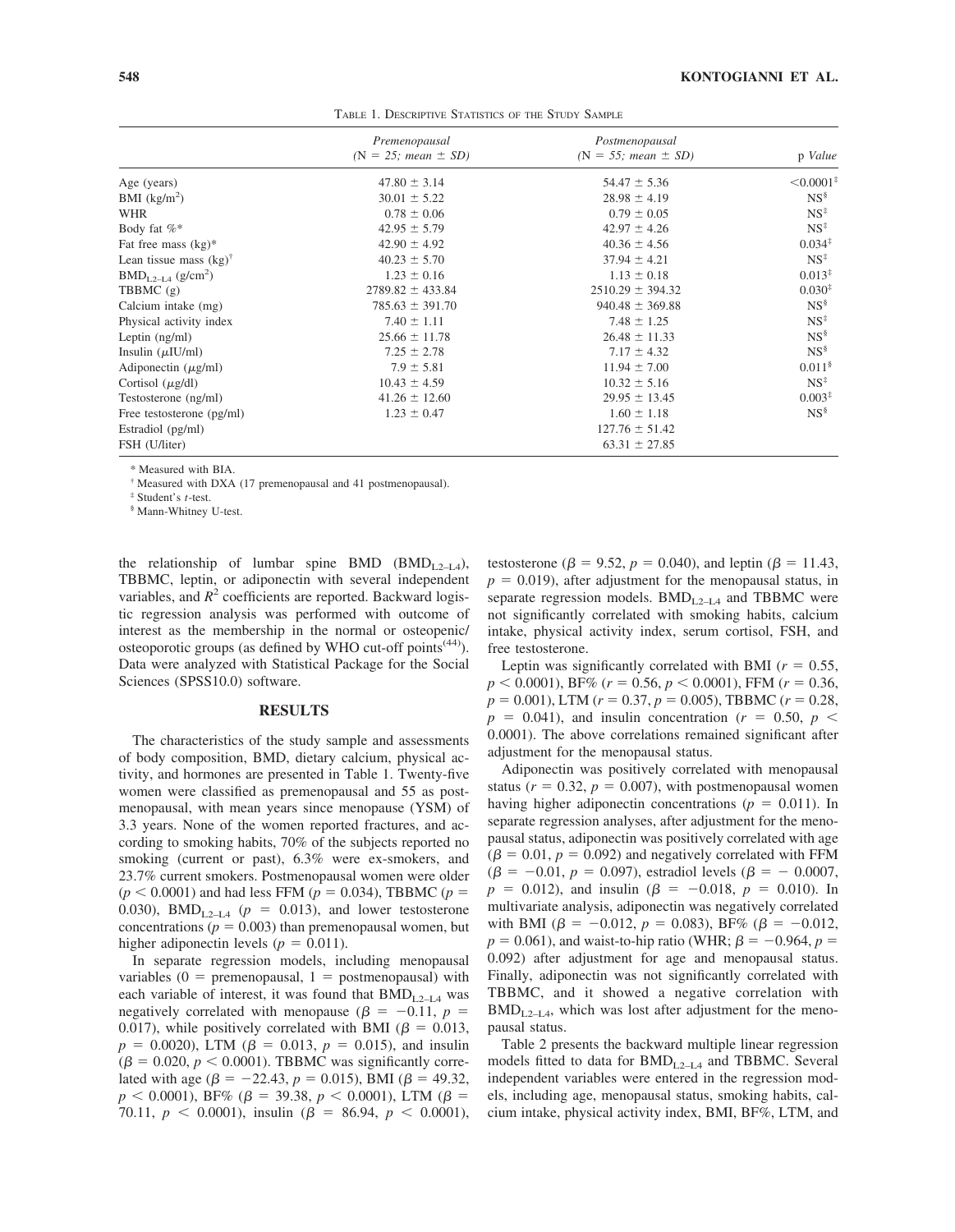TABLE 1. DESCRIPTIVE STATISTICS OF THE STUDY SAMPLE

| | *Premenopausal* *(N = 25; mean ± SD)* | *Postmenopausal* *(N = 55; mean ± SD)* | p *Value* |
|---|---|---|---|
| Age (years) | 47.80 ± 3.14 | 54.47 ± 5.36 | <0.0001‡ |
| BMI (kg/m$^2$) | 30.01 ± 5.22 | 28.98 ± 4.19 | NS§ |
| WHR | 0.78 ± 0.06 | 0.79 ± 0.05 | NS‡ |
| Body fat %* | 42.95 ± 5.79 | 42.97 ± 4.26 | NS‡ |
| Fat free mass (kg)* | 42.90 ± 4.92 | 40.36 ± 4.56 | 0.034‡ |
| Lean tissue mass (kg)† | 40.23 ± 5.70 | 37.94 ± 4.21 | NS‡ |
| $BMD_{L2–L4}$ (g/cm$^2$) | 1.23 ± 0.16 | 1.13 ± 0.18 | 0.013‡ |
| TBBMC (g) | 2789.82 ± 433.84 | 2510.29 ± 394.32 | 0.030‡ |
| Calcium intake (mg) | 785.63 ± 391.70 | 940.48 ± 369.88 | NS§ |
| Physical activity index | 7.40 ± 1.11 | 7.48 ± 1.25 | NS‡ |
| Leptin (ng/ml) | 25.66 ± 11.78 | 26.48 ± 11.33 | NS§ |
| Insulin (μIU/ml) | 7.25 ± 2.78 | 7.17 ± 4.32 | NS§ |
| Adiponectin (μg/ml) | 7.9 ± 5.81 | 11.94 ± 7.00 | 0.011§ |
| Cortisol (μg/dl) | 10.43 ± 4.59 | 10.32 ± 5.16 | NS‡ |
| Testosterone (ng/ml) | 41.26 ± 12.60 | 29.95 ± 13.45 | 0.003‡ |
| Free testosterone (pg/ml) | 1.23 ± 0.47 | 1.60 ± 1.18 | NS§ |
| Estradiol (pg/ml) | | 127.76 ± 51.42 | |
| FSH (U/liter) | | 63.31 ± 27.85 | |

\* Measured with BIA.
† Measured with DXA (17 premenopausal and 41 postmenopausal).
‡ Student's *t*-test.
§ Mann-Whitney U-test.

the relationship of lumbar spine BMD ($BMD_{L2–L4}$), TBBMC, leptin, or adiponectin with several independent variables, and $R^2$ coefficients are reported. Backward logistic regression analysis was performed with outcome of interest as the membership in the normal or osteopenic/osteoporotic groups (as defined by WHO cut-off points[44]). Data were analyzed with Statistical Package for the Social Sciences (SPSS10.0) software.

## RESULTS

The characteristics of the study sample and assessments of body composition, BMD, dietary calcium, physical activity, and hormones are presented in Table 1. Twenty-five women were classified as premenopausal and 55 as postmenopausal, with mean years since menopause (YSM) of 3.3 years. None of the women reported fractures, and according to smoking habits, 70% of the subjects reported no smoking (current or past), 6.3% were ex-smokers, and 23.7% current smokers. Postmenopausal women were older ($p < 0.0001$) and had less FFM ($p = 0.034$), TBBMC ($p = 0.030$), $BMD_{L2–L4}$ ($p = 0.013$), and lower testosterone concentrations ($p = 0.003$) than premenopausal women, but higher adiponectin levels ($p = 0.011$).

In separate regression models, including menopausal variables (0 = premenopausal, 1 = postmenopausal) with each variable of interest, it was found that $BMD_{L2–L4}$ was negatively correlated with menopause ($\beta = -0.11$, $p = 0.017$), while positively correlated with BMI ($\beta = 0.013$, $p = 0.0020$), LTM ($\beta = 0.013$, $p = 0.015$), and insulin ($\beta = 0.020$, $p < 0.0001$). TBBMC was significantly correlated with age ($\beta = -22.43$, $p = 0.015$), BMI ($\beta = 49.32$, $p < 0.0001$), BF% ($\beta = 39.38$, $p < 0.0001$), LTM ($\beta = 70.11$, $p < 0.0001$), insulin ($\beta = 86.94$, $p < 0.0001$), testosterone ($\beta = 9.52$, $p = 0.040$), and leptin ($\beta = 11.43$, $p = 0.019$), after adjustment for the menopausal status, in separate regression models. $BMD_{L2–L4}$ and TBBMC were not significantly correlated with smoking habits, calcium intake, physical activity index, serum cortisol, FSH, and free testosterone.

Leptin was significantly correlated with BMI ($r = 0.55$, $p < 0.0001$), BF% ($r = 0.56$, $p < 0.0001$), FFM ($r = 0.36$, $p = 0.001$), LTM ($r = 0.37$, $p = 0.005$), TBBMC ($r = 0.28$, $p = 0.041$), and insulin concentration ($r = 0.50$, $p < 0.0001$). The above correlations remained significant after adjustment for the menopausal status.

Adiponectin was positively correlated with menopausal status ($r = 0.32$, $p = 0.007$), with postmenopausal women having higher adiponectin concentrations ($p = 0.011$). In separate regression analyses, after adjustment for the menopausal status, adiponectin was positively correlated with age ($\beta = 0.01$, $p = 0.092$) and negatively correlated with FFM ($\beta = -0.01$, $p = 0.097$), estradiol levels ($\beta = -0.0007$, $p = 0.012$), and insulin ($\beta = -0.018$, $p = 0.010$). In multivariate analysis, adiponectin was negatively correlated with BMI ($\beta = -0.012$, $p = 0.083$), BF% ($\beta = -0.012$, $p = 0.061$), and waist-to-hip ratio (WHR; $\beta = -0.964$, $p = 0.092$) after adjustment for age and menopausal status. Finally, adiponectin was not significantly correlated with TBBMC, and it showed a negative correlation with $BMD_{L2–L4}$, which was lost after adjustment for the menopausal status.

Table 2 presents the backward multiple linear regression models fitted to data for $BMD_{L2–L4}$ and TBBMC. Several independent variables were entered in the regression models, including age, menopausal status, smoking habits, calcium intake, physical activity index, BMI, BF%, LTM, and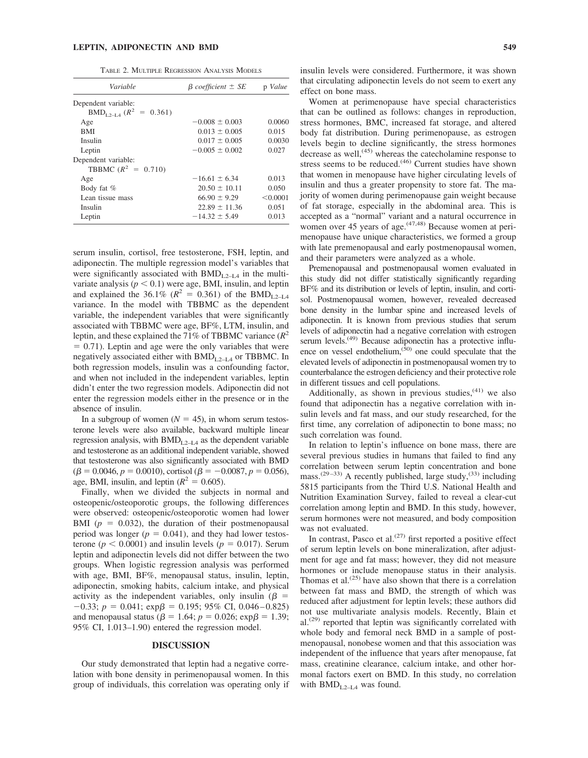Table 2. Multiple Regression Analysis Models

| *Variable* | *β coefficient ± SE* | p *Value* |
|---|---|---|
| Dependent variable: | | |
| $BMD_{L2-L4}$ ($R^2$ = 0.361) | | |
| Age | −0.008 ± 0.003 | 0.0060 |
| BMI | 0.013 ± 0.005 | 0.015 |
| Insulin | 0.017 ± 0.005 | 0.0030 |
| Leptin | −0.005 ± 0.002 | 0.027 |
| Dependent variable: | | |
| TBBMC ($R^2$ = 0.710) | | |
| Age | −16.61 ± 6.34 | 0.013 |
| Body fat % | 20.50 ± 10.11 | 0.050 |
| Lean tissue mass | 66.90 ± 9.29 | <0.0001 |
| Insulin | 22.89 ± 11.36 | 0.051 |
| Leptin | −14.32 ± 5.49 | 0.013 |

serum insulin, cortisol, free testosterone, FSH, leptin, and adiponectin. The multiple regression model's variables that were significantly associated with $BMD_{L2-L4}$ in the multivariate analysis ($p < 0.1$) were age, BMI, insulin, and leptin and explained the 36.1% ($R^2 = 0.361$) of the $BMD_{L2-L4}$ variance. In the model with TBBMC as the dependent variable, the independent variables that were significantly associated with TBBMC were age, BF%, LTM, insulin, and leptin, and these explained the 71% of TBBMC variance ($R^2 = 0.71$). Leptin and age were the only variables that were negatively associated either with $BMD_{L2-L4}$ or TBBMC. In both regression models, insulin was a confounding factor, and when not included in the independent variables, leptin didn't enter the two regression models. Adiponectin did not enter the regression models either in the presence or in the absence of insulin.

In a subgroup of women ($N = 45$), in whom serum testosterone levels were also available, backward multiple linear regression analysis, with $BMD_{L2-L4}$ as the dependent variable and testosterone as an additional independent variable, showed that testosterone was also significantly associated with BMD ($\beta = 0.0046$, $p = 0.0010$), cortisol ($\beta = -0.0087$, $p = 0.056$), age, BMI, insulin, and leptin ($R^2 = 0.605$).

Finally, when we divided the subjects in normal and osteopenic/osteoporotic groups, the following differences were observed: osteopenic/osteoporotic women had lower BMI ($p = 0.032$), the duration of their postmenopausal period was longer ($p = 0.041$), and they had lower testosterone ($p < 0.0001$) and insulin levels ($p = 0.017$). Serum leptin and adiponectin levels did not differ between the two groups. When logistic regression analysis was performed with age, BMI, BF%, menopausal status, insulin, leptin, adiponectin, smoking habits, calcium intake, and physical activity as the independent variables, only insulin ($\beta = -0.33$; $p = 0.041$; $\exp\beta = 0.195$; 95% CI, 0.046–0.825) and menopausal status ($\beta = 1.64$; $p = 0.026$; $\exp\beta = 1.39$; 95% CI, 1.013–1.90) entered the regression model.

## DISCUSSION

Our study demonstrated that leptin had a negative correlation with bone density in perimenopausal women. In this group of individuals, this correlation was operating only if insulin levels were considered. Furthermore, it was shown that circulating adiponectin levels do not seem to exert any effect on bone mass.

Women at perimenopause have special characteristics that can be outlined as follows: changes in reproduction, stress hormones, BMC, increased fat storage, and altered body fat distribution. During perimenopause, as estrogen levels begin to decline significantly, the stress hormones decrease as well,[45] whereas the catecholamine response to stress seems to be reduced.[46] Current studies have shown that women in menopause have higher circulating levels of insulin and thus a greater propensity to store fat. The majority of women during perimenopause gain weight because of fat storage, especially in the abdominal area. This is accepted as a "normal" variant and a natural occurrence in women over 45 years of age.[47,48] Because women at perimenopause have unique characteristics, we formed a group with late premenopausal and early postmenopausal women, and their parameters were analyzed as a whole.

Premenopausal and postmenopausal women evaluated in this study did not differ statistically significantly regarding BF% and its distribution or levels of leptin, insulin, and cortisol. Postmenopausal women, however, revealed decreased bone density in the lumbar spine and increased levels of adiponectin. It is known from previous studies that serum levels of adiponectin had a negative correlation with estrogen serum levels.[49] Because adiponectin has a protective influence on vessel endothelium,[50] one could speculate that the elevated levels of adiponectin in postmenopausal women try to counterbalance the estrogen deficiency and their protective role in different tissues and cell populations.

Additionally, as shown in previous studies,[41] we also found that adiponectin has a negative correlation with insulin levels and fat mass, and our study researched, for the first time, any correlation of adiponectin to bone mass; no such correlation was found.

In relation to leptin's influence on bone mass, there are several previous studies in humans that failed to find any correlation between serum leptin concentration and bone mass.[29–33] A recently published, large study,[33] including 5815 participants from the Third U.S. National Health and Nutrition Examination Survey, failed to reveal a clear-cut correlation among leptin and BMD. In this study, however, serum hormones were not measured, and body composition was not evaluated.

In contrast, Pasco et al.[27] first reported a positive effect of serum leptin levels on bone mineralization, after adjustment for age and fat mass; however, they did not measure hormones or include menopause status in their analysis. Thomas et al.[25] have also shown that there is a correlation between fat mass and BMD, the strength of which was reduced after adjustment for leptin levels; these authors did not use multivariate analysis models. Recently, Blain et al.[29] reported that leptin was significantly correlated with whole body and femoral neck BMD in a sample of postmenopausal, nonobese women and that this association was independent of the influence that years after menopause, fat mass, creatinine clearance, calcium intake, and other hormonal factors exert on BMD. In this study, no correlation with $BMD_{L2-L4}$ was found.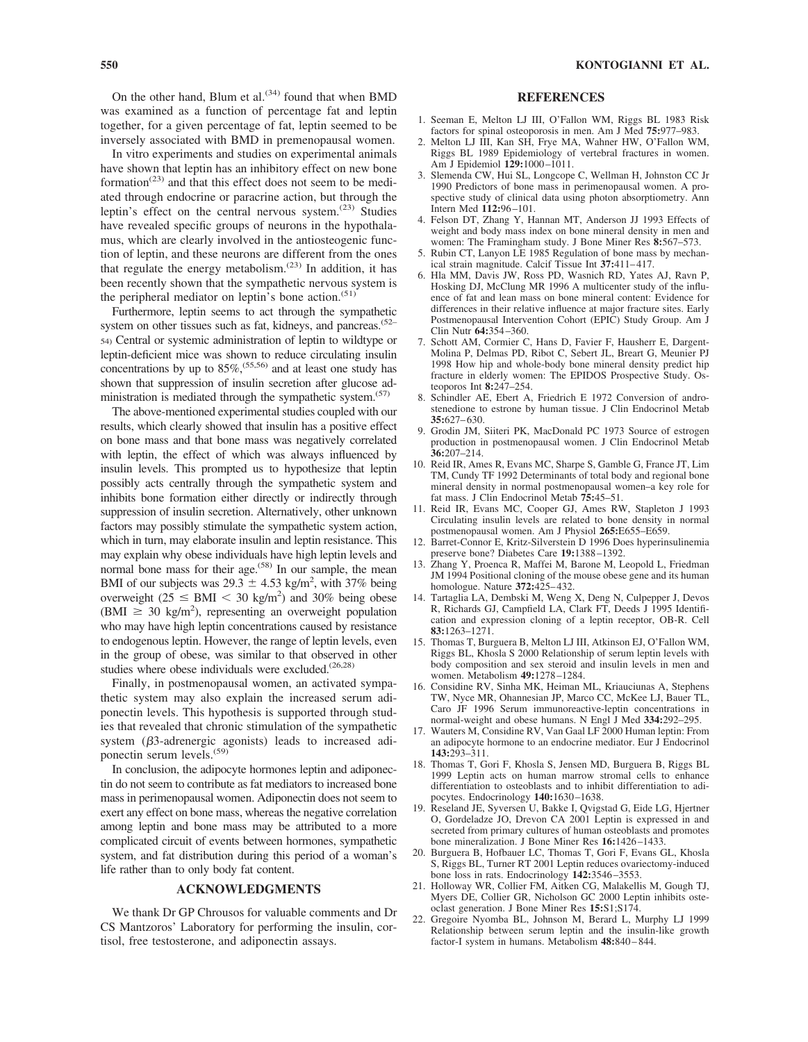On the other hand, Blum et al.[34] found that when BMD was examined as a function of percentage fat and leptin together, for a given percentage of fat, leptin seemed to be inversely associated with BMD in premenopausal women.

In vitro experiments and studies on experimental animals have shown that leptin has an inhibitory effect on new bone formation[23] and that this effect does not seem to be mediated through endocrine or paracrine action, but through the leptin's effect on the central nervous system.[23] Studies have revealed specific groups of neurons in the hypothalamus, which are clearly involved in the antiosteogenic function of leptin, and these neurons are different from the ones that regulate the energy metabolism.[23] In addition, it has been recently shown that the sympathetic nervous system is the peripheral mediator on leptin's bone action.[51]

Furthermore, leptin seems to act through the sympathetic system on other tissues such as fat, kidneys, and pancreas.[52–54] Central or systemic administration of leptin to wildtype or leptin-deficient mice was shown to reduce circulating insulin concentrations by up to 85%,[55,56] and at least one study has shown that suppression of insulin secretion after glucose administration is mediated through the sympathetic system.[57]

The above-mentioned experimental studies coupled with our results, which clearly showed that insulin has a positive effect on bone mass and that bone mass was negatively correlated with leptin, the effect of which was always influenced by insulin levels. This prompted us to hypothesize that leptin possibly acts centrally through the sympathetic system and inhibits bone formation either directly or indirectly through suppression of insulin secretion. Alternatively, other unknown factors may possibly stimulate the sympathetic system action, which in turn, may elaborate insulin and leptin resistance. This may explain why obese individuals have high leptin levels and normal bone mass for their age.[58] In our sample, the mean BMI of our subjects was $29.3 \pm 4.53$ kg/m$^2$, with 37% being overweight ($25 \leq$ BMI $< 30$ kg/m$^2$) and 30% being obese (BMI $\geq 30$ kg/m$^2$), representing an overweight population who may have high leptin concentrations caused by resistance to endogenous leptin. However, the range of leptin levels, even in the group of obese, was similar to that observed in other studies where obese individuals were excluded.[26,28]

Finally, in postmenopausal women, an activated sympathetic system may also explain the increased serum adiponectin levels. This hypothesis is supported through studies that revealed that chronic stimulation of the sympathetic system ($\beta$3-adrenergic agonists) leads to increased adiponectin serum levels.[59]

In conclusion, the adipocyte hormones leptin and adiponectin do not seem to contribute as fat mediators to increased bone mass in perimenopausal women. Adiponectin does not seem to exert any effect on bone mass, whereas the negative correlation among leptin and bone mass may be attributed to a more complicated circuit of events between hormones, sympathetic system, and fat distribution during this period of a woman's life rather than to only body fat content.

## ACKNOWLEDGMENTS

We thank Dr GP Chrousos for valuable comments and Dr CS Mantzoros' Laboratory for performing the insulin, cortisol, free testosterone, and adiponectin assays.

## REFERENCES

1. Seeman E, Melton LJ III, O'Fallon WM, Riggs BL 1983 Risk factors for spinal osteoporosis in men. Am J Med **75:**977–983.
2. Melton LJ III, Kan SH, Frye MA, Wahner HW, O'Fallon WM, Riggs BL 1989 Epidemiology of vertebral fractures in women. Am J Epidemiol **129:**1000–1011.
3. Slemenda CW, Hui SL, Longcope C, Wellman H, Johnston CC Jr 1990 Predictors of bone mass in perimenopausal women. A prospective study of clinical data using photon absorptiometry. Ann Intern Med **112:**96–101.
4. Felson DT, Zhang Y, Hannan MT, Anderson JJ 1993 Effects of weight and body mass index on bone mineral density in men and women: The Framingham study. J Bone Miner Res **8:**567–573.
5. Rubin CT, Lanyon LE 1985 Regulation of bone mass by mechanical strain magnitude. Calcif Tissue Int **37:**411–417.
6. Hla MM, Davis JW, Ross PD, Wasnich RD, Yates AJ, Ravn P, Hosking DJ, McClung MR 1996 A multicenter study of the influence of fat and lean mass on bone mineral content: Evidence for differences in their relative influence at major fracture sites. Early Postmenopausal Intervention Cohort (EPIC) Study Group. Am J Clin Nutr **64:**354–360.
7. Schott AM, Cormier C, Hans D, Favier F, Hausherr E, Dargent-Molina P, Delmas PD, Ribot C, Sebert JL, Breart G, Meunier PJ 1998 How hip and whole-body bone mineral density predict hip fracture in elderly women: The EPIDOS Prospective Study. Osteoporos Int **8:**247–254.
8. Schindler AE, Ebert A, Friedrich E 1972 Conversion of androstenedione to estrone by human tissue. J Clin Endocrinol Metab **35:**627–630.
9. Grodin JM, Siiteri PK, MacDonald PC 1973 Source of estrogen production in postmenopausal women. J Clin Endocrinol Metab **36:**207–214.
10. Reid IR, Ames R, Evans MC, Sharpe S, Gamble G, France JT, Lim TM, Cundy TF 1992 Determinants of total body and regional bone mineral density in normal postmenopausal women–a key role for fat mass. J Clin Endocrinol Metab **75:**45–51.
11. Reid IR, Evans MC, Cooper GJ, Ames RW, Stapleton J 1993 Circulating insulin levels are related to bone density in normal postmenopausal women. Am J Physiol **265:**E655–E659.
12. Barret-Connor E, Kritz-Silverstein D 1996 Does hyperinsulinemia preserve bone? Diabetes Care **19:**1388–1392.
13. Zhang Y, Proenca R, Maffei M, Barone M, Leopold L, Friedman JM 1994 Positional cloning of the mouse obese gene and its human homologue. Nature **372:**425–432.
14. Tartaglia LA, Dembski M, Weng X, Deng N, Culpepper J, Devos R, Richards GJ, Campfield LA, Clark FT, Deeds J 1995 Identification and expression cloning of a leptin receptor, OB-R. Cell **83:**1263–1271.
15. Thomas T, Burguera B, Melton LJ III, Atkinson EJ, O'Fallon WM, Riggs BL, Khosla S 2000 Relationship of serum leptin levels with body composition and sex steroid and insulin levels in men and women. Metabolism **49:**1278–1284.
16. Considine RV, Sinha MK, Heiman ML, Kriauciunas A, Stephens TW, Nyce MR, Ohannesian JP, Marco CC, McKee LJ, Bauer TL, Caro JF 1996 Serum immunoreactive-leptin concentrations in normal-weight and obese humans. N Engl J Med **334:**292–295.
17. Wauters M, Considine RV, Van Gaal LF 2000 Human leptin: From an adipocyte hormone to an endocrine mediator. Eur J Endocrinol **143:**293–311.
18. Thomas T, Gori F, Khosla S, Jensen MD, Burguera B, Riggs BL 1999 Leptin acts on human marrow stromal cells to enhance differentiation to osteoblasts and to inhibit differentiation to adipocytes. Endocrinology **140:**1630–1638.
19. Reseland JE, Syversen U, Bakke I, Qvigstad G, Eide LG, Hjertner O, Gordeladze JO, Drevon CA 2001 Leptin is expressed in and secreted from primary cultures of human osteoblasts and promotes bone mineralization. J Bone Miner Res **16:**1426–1433.
20. Burguera B, Hofbauer LC, Thomas T, Gori F, Evans GL, Khosla S, Riggs BL, Turner RT 2001 Leptin reduces ovariectomy-induced bone loss in rats. Endocrinology **142:**3546–3553.
21. Holloway WR, Collier FM, Aitken CG, Malakellis M, Gough TJ, Myers DE, Collier GR, Nicholson GC 2000 Leptin inhibits osteoclast generation. J Bone Miner Res **15:**S1;S174.
22. Gregoire Nyomba BL, Johnson M, Berard L, Murphy LJ 1999 Relationship between serum leptin and the insulin-like growth factor-I system in humans. Metabolism **48:**840–844.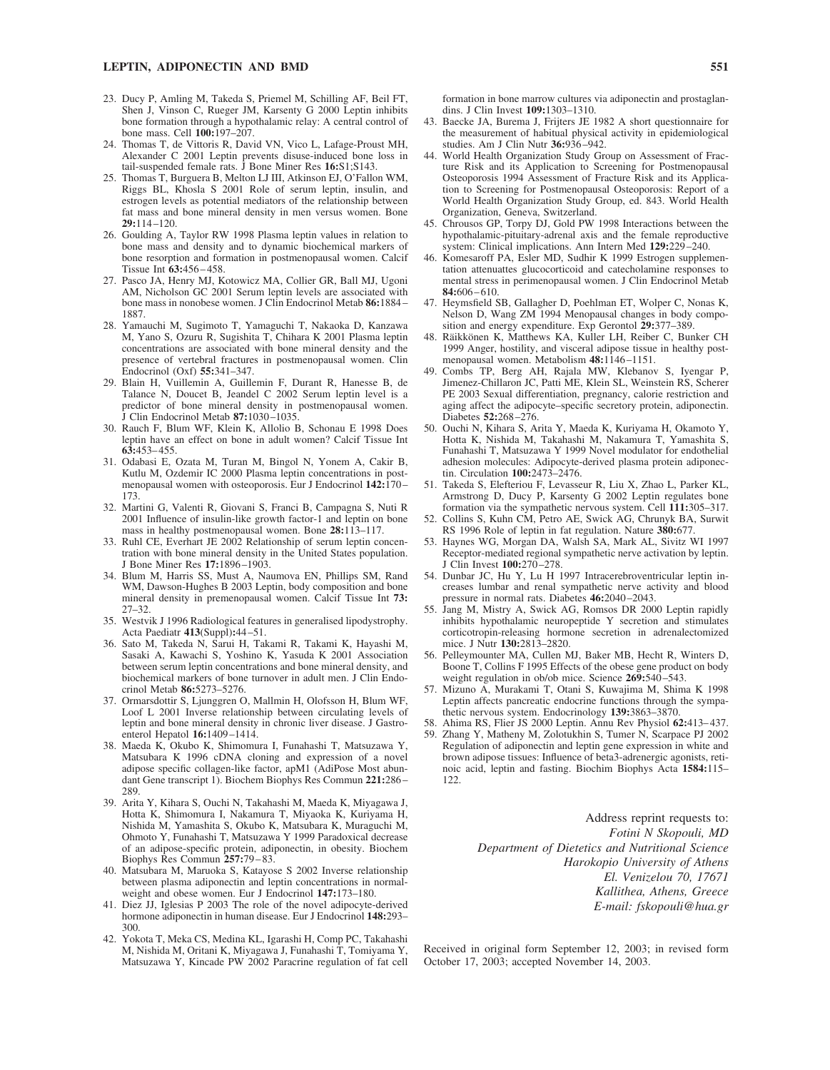23. Ducy P, Amling M, Takeda S, Priemel M, Schilling AF, Beil FT, Shen J, Vinson C, Rueger JM, Karsenty G 2000 Leptin inhibits bone formation through a hypothalamic relay: A central control of bone mass. Cell **100:**197–207.
24. Thomas T, de Vittoris R, David VN, Vico L, Lafage-Proust MH, Alexander C 2001 Leptin prevents disuse-induced bone loss in tail-suspended female rats. J Bone Miner Res **16:**S1;S143.
25. Thomas T, Burguera B, Melton LJ III, Atkinson EJ, O'Fallon WM, Riggs BL, Khosla S 2001 Role of serum leptin, insulin, and estrogen levels as potential mediators of the relationship between fat mass and bone mineral density in men versus women. Bone **29:**114–120.
26. Goulding A, Taylor RW 1998 Plasma leptin values in relation to bone mass and density and to dynamic biochemical markers of bone resorption and formation in postmenopausal women. Calcif Tissue Int **63:**456–458.
27. Pasco JA, Henry MJ, Kotowicz MA, Collier GR, Ball MJ, Ugoni AM, Nicholson GC 2001 Serum leptin levels are associated with bone mass in nonobese women. J Clin Endocrinol Metab **86:**1884–1887.
28. Yamauchi M, Sugimoto T, Yamaguchi T, Nakaoka D, Kanzawa M, Yano S, Ozuru R, Sugishita T, Chihara K 2001 Plasma leptin concentrations are associated with bone mineral density and the presence of vertebral fractures in postmenopausal women. Clin Endocrinol (Oxf) **55:**341–347.
29. Blain H, Vuillemin A, Guillemin F, Durant R, Hanesse B, de Talance N, Doucet B, Jeandel C 2002 Serum leptin level is a predictor of bone mineral density in postmenopausal women. J Clin Endocrinol Metab **87:**1030–1035.
30. Rauch F, Blum WF, Klein K, Allolio B, Schonau E 1998 Does leptin have an effect on bone in adult women? Calcif Tissue Int **63:**453–455.
31. Odabasi E, Ozata M, Turan M, Bingol N, Yonem A, Cakir B, Kutlu M, Ozdemir IC 2000 Plasma leptin concentrations in postmenopausal women with osteoporosis. Eur J Endocrinol **142:**170–173.
32. Martini G, Valenti R, Giovani S, Franci B, Campagna S, Nuti R 2001 Influence of insulin-like growth factor-1 and leptin on bone mass in healthy postmenopausal women. Bone **28:**113–117.
33. Ruhl CE, Everhart JE 2002 Relationship of serum leptin concentration with bone mineral density in the United States population. J Bone Miner Res **17:**1896–1903.
34. Blum M, Harris SS, Must A, Naumova EN, Phillips SM, Rand WM, Dawson-Hughes B 2003 Leptin, body composition and bone mineral density in premenopausal women. Calcif Tissue Int **73:** 27–32.
35. Westvik J 1996 Radiological features in generalised lipodystrophy. Acta Paediatr **413**(Suppl)**:**44–51.
36. Sato M, Takeda N, Sarui H, Takami R, Takami K, Hayashi M, Sasaki A, Kawachi S, Yoshino K, Yasuda K 2001 Association between serum leptin concentrations and bone mineral density, and biochemical markers of bone turnover in adult men. J Clin Endocrinol Metab **86:**5273–5276.
37. Ormarsdottir S, Ljunggren O, Mallmin H, Olofsson H, Blum WF, Loof L 2001 Inverse relationship between circulating levels of leptin and bone mineral density in chronic liver disease. J Gastroenterol Hepatol **16:**1409–1414.
38. Maeda K, Okubo K, Shimomura I, Funahashi T, Matsuzawa Y, Matsubara K 1996 cDNA cloning and expression of a novel adipose specific collagen-like factor, apM1 (AdiPose Most abundant Gene transcript 1). Biochem Biophys Res Commun **221:**286–289.
39. Arita Y, Kihara S, Ouchi N, Takahashi M, Maeda K, Miyagawa J, Hotta K, Shimomura I, Nakamura T, Miyaoka K, Kuriyama H, Nishida M, Yamashita S, Okubo K, Matsubara K, Muraguchi M, Ohmoto Y, Funahashi T, Matsuzawa Y 1999 Paradoxical decrease of an adipose-specific protein, adiponectin, in obesity. Biochem Biophys Res Commun **257:**79–83.
40. Matsubara M, Maruoka S, Katayose S 2002 Inverse relationship between plasma adiponectin and leptin concentrations in normal-weight and obese women. Eur J Endocrinol **147:**173–180.
41. Diez JJ, Iglesias P 2003 The role of the novel adipocyte-derived hormone adiponectin in human disease. Eur J Endocrinol **148:**293–300.
42. Yokota T, Meka CS, Medina KL, Igarashi H, Comp PC, Takahashi M, Nishida M, Oritani K, Miyagawa J, Funahashi T, Tomiyama Y, Matsuzawa Y, Kincade PW 2002 Paracrine regulation of fat cell formation in bone marrow cultures via adiponectin and prostaglandins. J Clin Invest **109:**1303–1310.
43. Baecke JA, Burema J, Frijters JE 1982 A short questionnaire for the measurement of habitual physical activity in epidemiological studies. Am J Clin Nutr **36:**936–942.
44. World Health Organization Study Group on Assessment of Fracture Risk and its Application to Screening for Postmenopausal Osteoporosis 1994 Assessment of Fracture Risk and its Application to Screening for Postmenopausal Osteoporosis: Report of a World Health Organization Study Group, ed. 843. World Health Organization, Geneva, Switzerland.
45. Chrousos GP, Torpy DJ, Gold PW 1998 Interactions between the hypothalamic-pituitary-adrenal axis and the female reproductive system: Clinical implications. Ann Intern Med **129:**229–240.
46. Komesaroff PA, Esler MD, Sudhir K 1999 Estrogen supplementation attenuattes glucocorticoid and catecholamine responses to mental stress in perimenopausal women. J Clin Endocrinol Metab **84:**606–610.
47. Heymsfield SB, Gallagher D, Poehlman ET, Wolper C, Nonas K, Nelson D, Wang ZM 1994 Menopausal changes in body composition and energy expenditure. Exp Gerontol **29:**377–389.
48. Räikkönen K, Matthews KA, Kuller LH, Reiber C, Bunker CH 1999 Anger, hostility, and visceral adipose tissue in healthy postmenopausal women. Metabolism **48:**1146–1151.
49. Combs TP, Berg AH, Rajala MW, Klebanov S, Iyengar P, Jimenez-Chillaron JC, Patti ME, Klein SL, Weinstein RS, Scherer PE 2003 Sexual differentiation, pregnancy, calorie restriction and aging affect the adipocyte–specific secretory protein, adiponectin. Diabetes **52:**268–276.
50. Ouchi N, Kihara S, Arita Y, Maeda K, Kuriyama H, Okamoto Y, Hotta K, Nishida M, Takahashi M, Nakamura T, Yamashita S, Funahashi T, Matsuzawa Y 1999 Novel modulator for endothelial adhesion molecules: Adipocyte-derived plasma protein adiponectin. Circulation **100:**2473–2476.
51. Takeda S, Elefteriou F, Levasseur R, Liu X, Zhao L, Parker KL, Armstrong D, Ducy P, Karsenty G 2002 Leptin regulates bone formation via the sympathetic nervous system. Cell **111:**305–317.
52. Collins S, Kuhn CM, Petro AE, Swick AG, Chrunyk BA, Surwit RS 1996 Role of leptin in fat regulation. Nature **380:**677.
53. Haynes WG, Morgan DA, Walsh SA, Mark AL, Sivitz WI 1997 Receptor-mediated regional sympathetic nerve activation by leptin. J Clin Invest **100:**270–278.
54. Dunbar JC, Hu Y, Lu H 1997 Intracerebroventricular leptin increases lumbar and renal sympathetic nerve activity and blood pressure in normal rats. Diabetes **46:**2040–2043.
55. Jang M, Mistry A, Swick AG, Romsos DR 2000 Leptin rapidly inhibits hypothalamic neuropeptide Y secretion and stimulates corticotropin-releasing hormone secretion in adrenalectomized mice. J Nutr **130:**2813–2820.
56. Pelleymounter MA, Cullen MJ, Baker MB, Hecht R, Winters D, Boone T, Collins F 1995 Effects of the obese gene product on body weight regulation in ob/ob mice. Science **269:**540–543.
57. Mizuno A, Murakami T, Otani S, Kuwajima M, Shima K 1998 Leptin affects pancreatic endocrine functions through the sympathetic nervous system. Endocrinology **139:**3863–3870.
58. Ahima RS, Flier JS 2000 Leptin. Annu Rev Physiol **62:**413–437.
59. Zhang Y, Matheny M, Zolotukhin S, Tumer N, Scarpace PJ 2002 Regulation of adiponectin and leptin gene expression in white and brown adipose tissues: Influence of beta3-adrenergic agonists, retinoic acid, leptin and fasting. Biochim Biophys Acta **1584:**115–122.

Address reprint requests to:
*Fotini N Skopouli, MD*
*Department of Dietetics and Nutritional Science*
*Harokopio University of Athens*
*El. Venizelou 70, 17671*
*Kallithea, Athens, Greece*
*E-mail: fskopouli@hua.gr*

Received in original form September 12, 2003; in revised form October 17, 2003; accepted November 14, 2003.